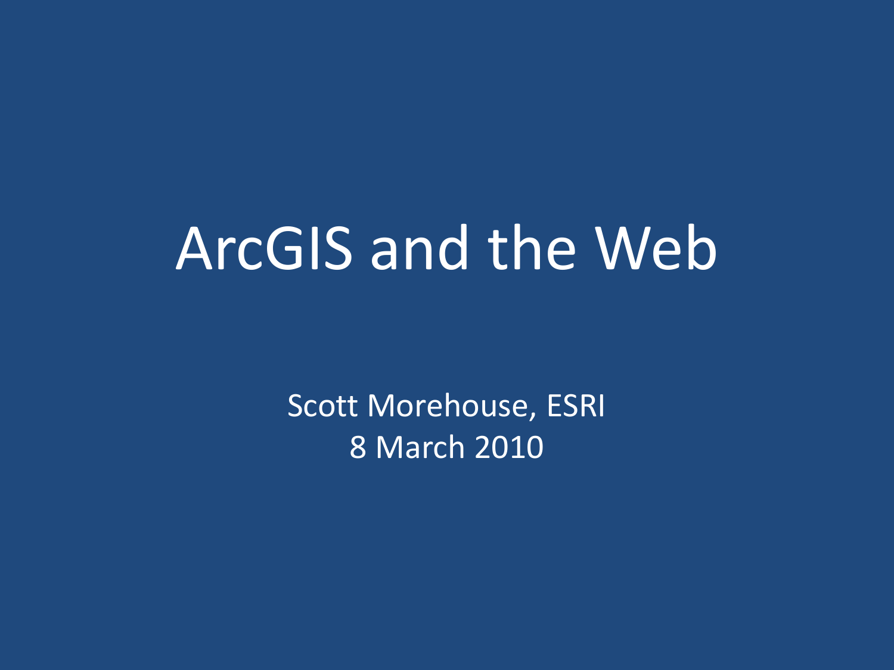# ArcGIS and the Web

Scott Morehouse, ESRI

8 March 2010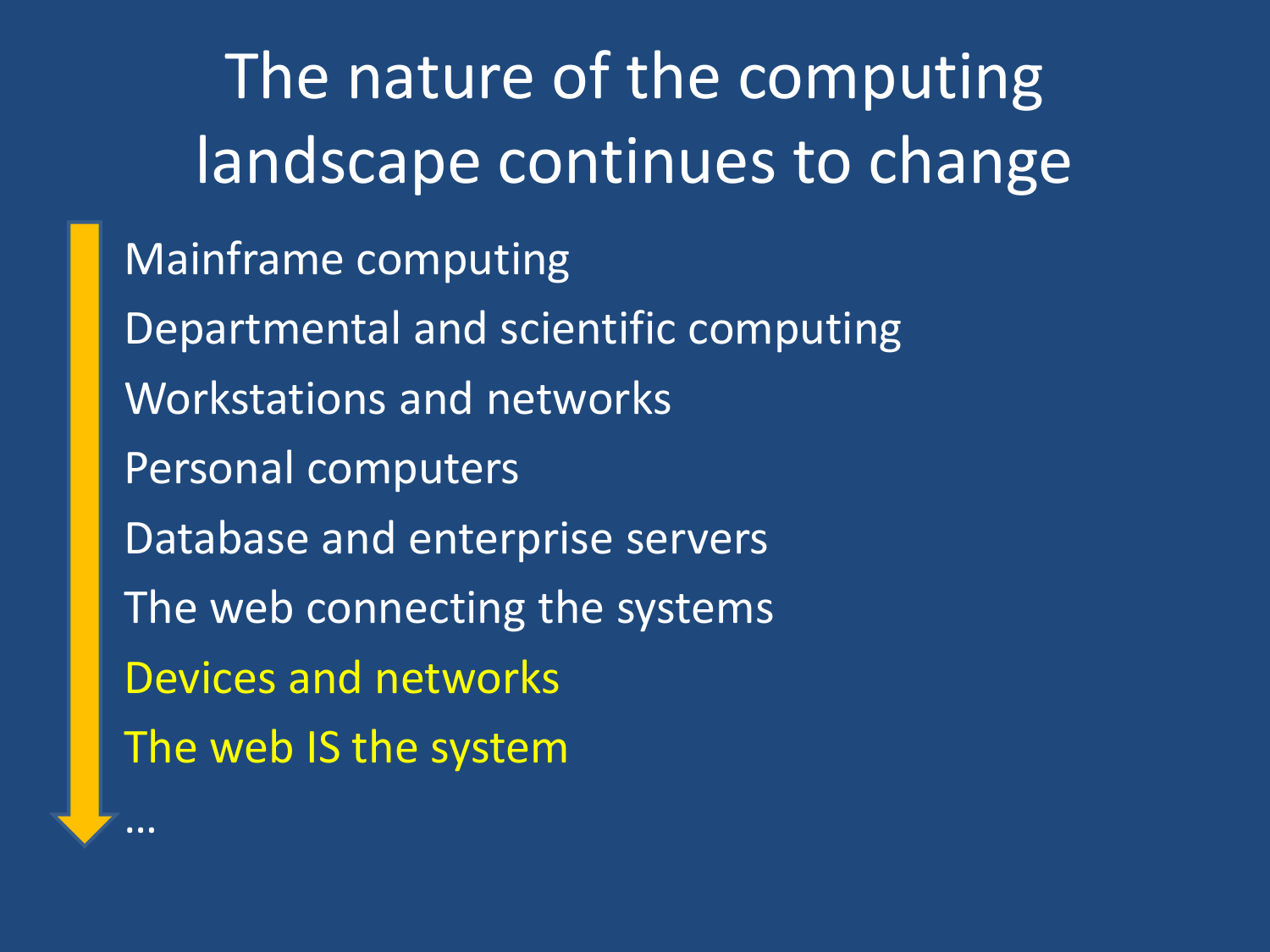# The nature of the computing landscape continues to change

- Mainframe computing
- Departmental and scientific computing
- Workstations and networks
- Personal computers
- Database and enterprise servers
- The web connecting the systems
- Devices and networks
- The web IS the system
- …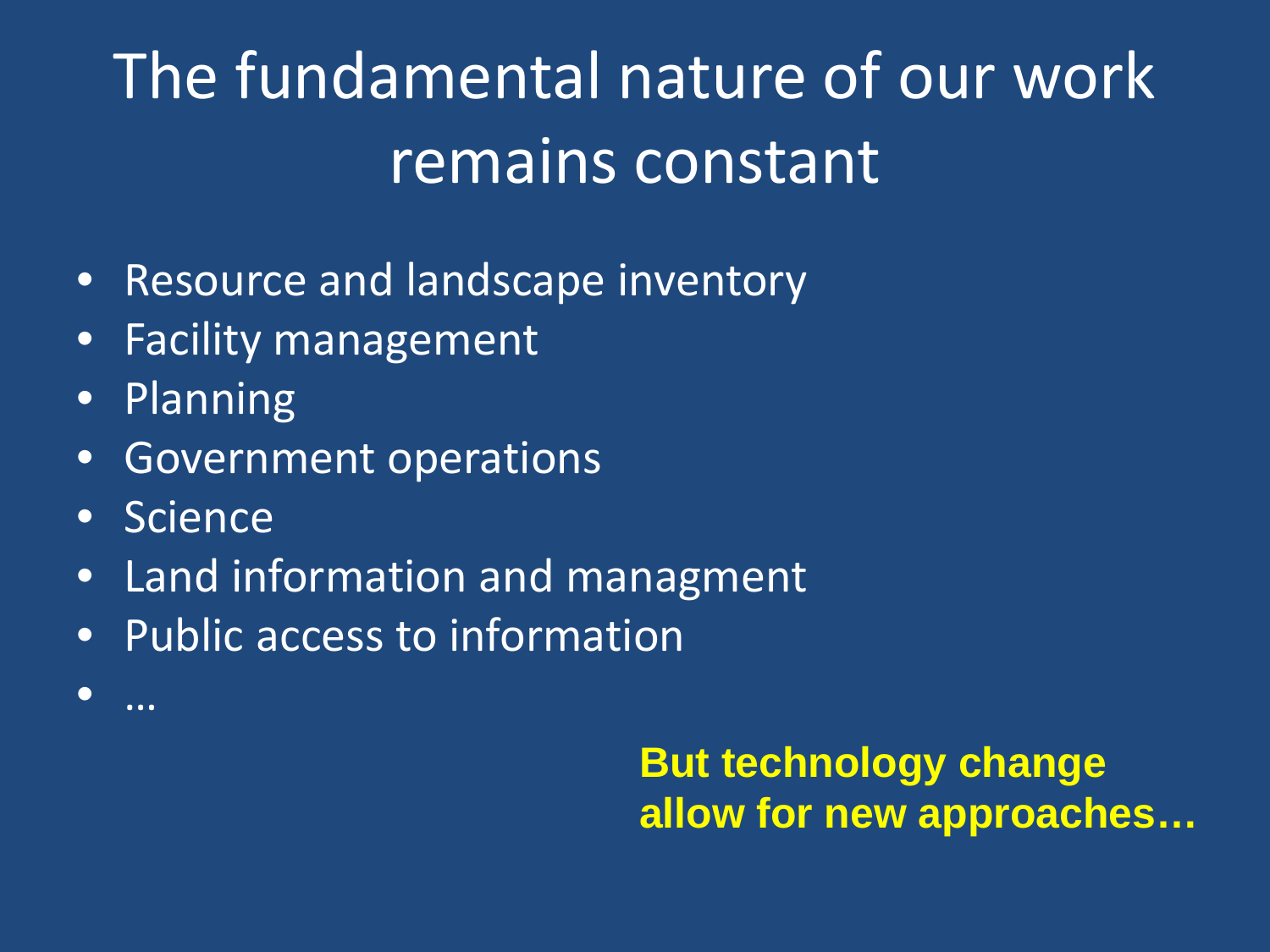# The fundamental nature of our work remains constant

- Resource and landscape inventory
- Facility management
- Planning
- Government operations
- Science
- Land information and managment
- Public access to information
- …

**But technology change allow for new approaches…**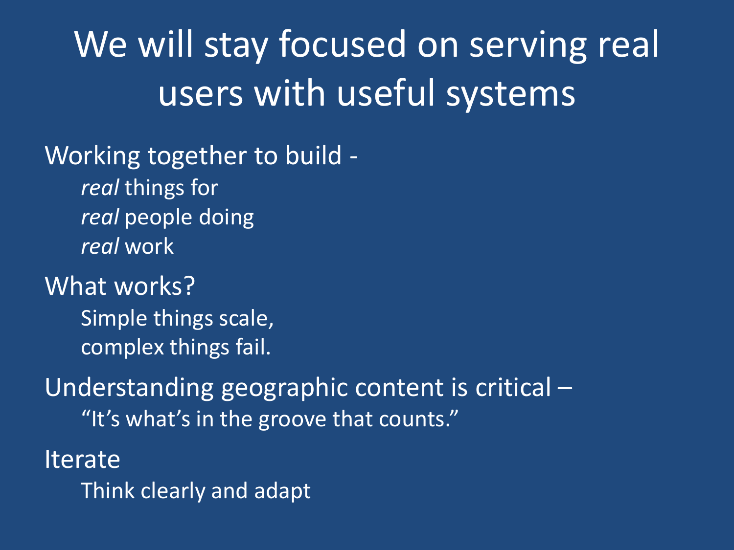# We will stay focused on serving real users with useful systems

Working together to build -

*real* things for
*real* people doing
*real* work

What works?

Simple things scale,
complex things fail.

Understanding geographic content is critical –

"It's what's in the groove that counts."

Iterate

Think clearly and adapt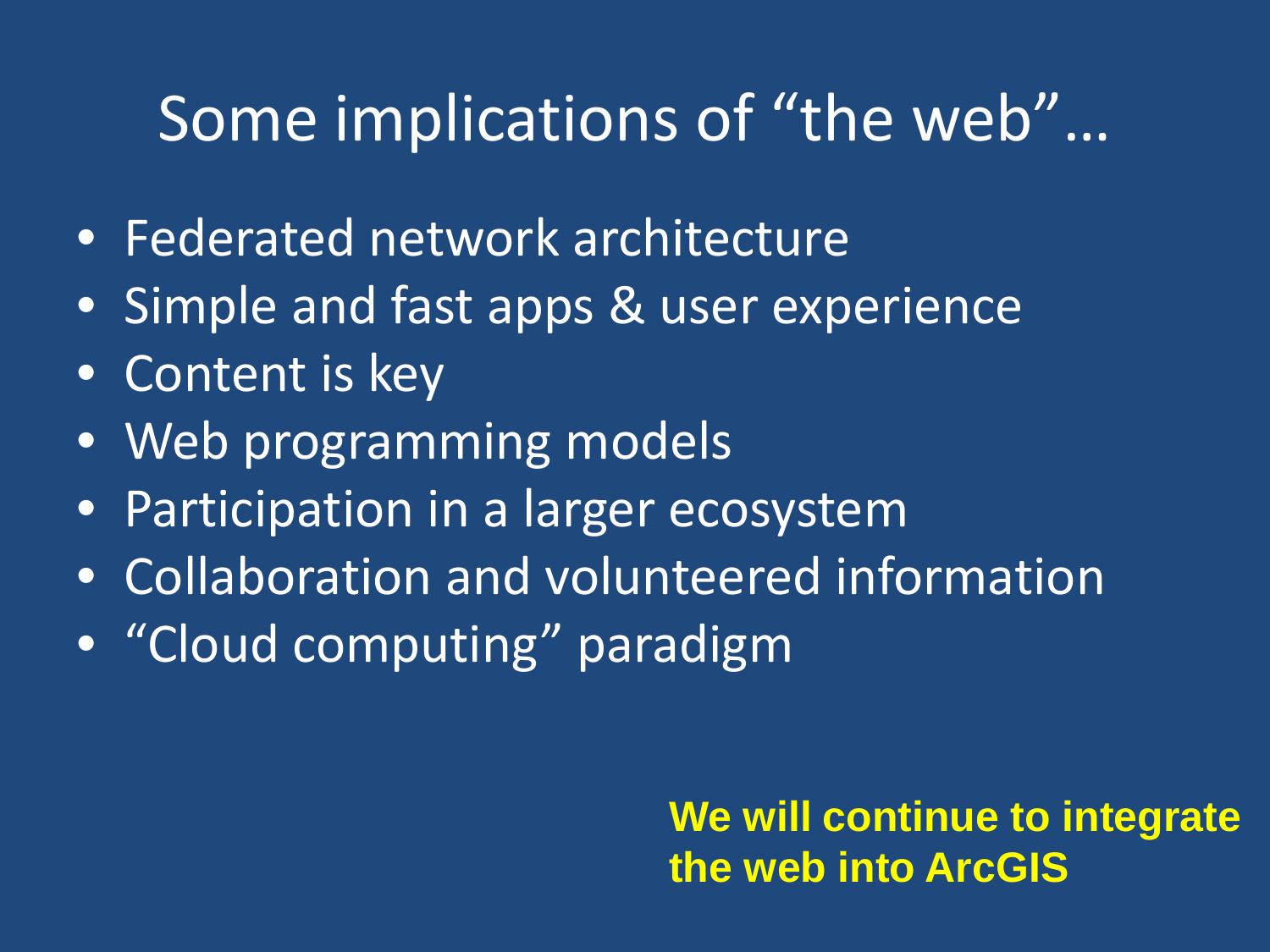# Some implications of “the web”…

- Federated network architecture
- Simple and fast apps & user experience
- Content is key
- Web programming models
- Participation in a larger ecosystem
- Collaboration and volunteered information
- “Cloud computing” paradigm

**We will continue to integrate the web into ArcGIS**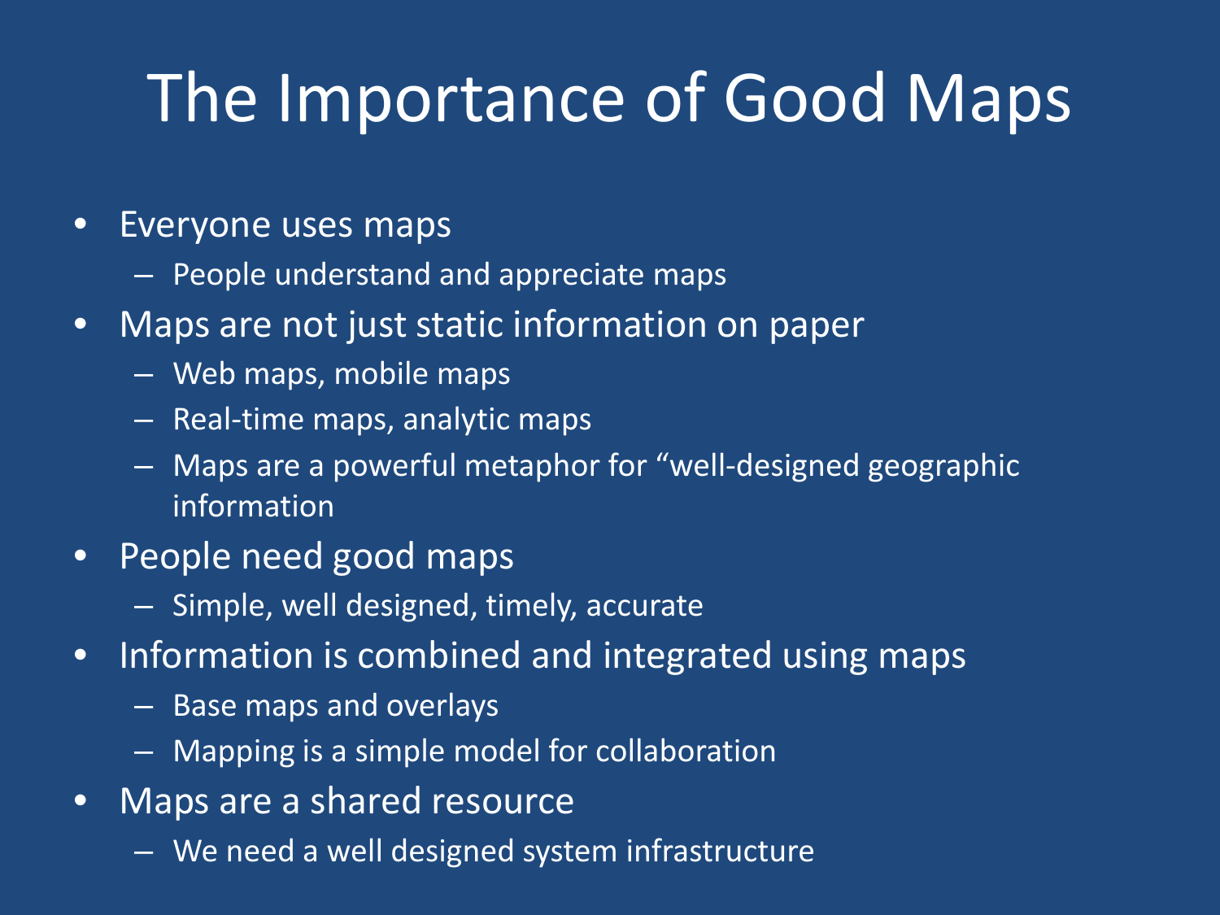# The Importance of Good Maps

- Everyone uses maps
  - People understand and appreciate maps
- Maps are not just static information on paper
  - Web maps, mobile maps
  - Real-time maps, analytic maps
  - Maps are a powerful metaphor for “well-designed geographic information
- People need good maps
  - Simple, well designed, timely, accurate
- Information is combined and integrated using maps
  - Base maps and overlays
  - Mapping is a simple model for collaboration
- Maps are a shared resource
  - We need a well designed system infrastructure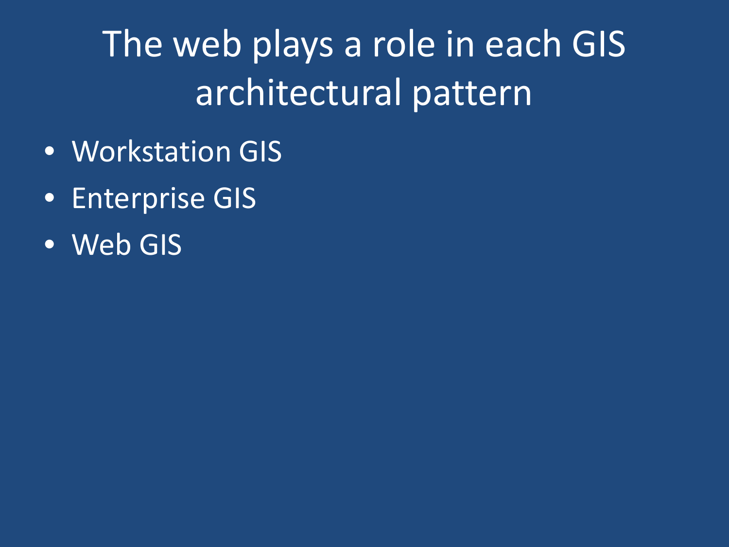# The web plays a role in each GIS architectural pattern

- Workstation GIS
- Enterprise GIS
- Web GIS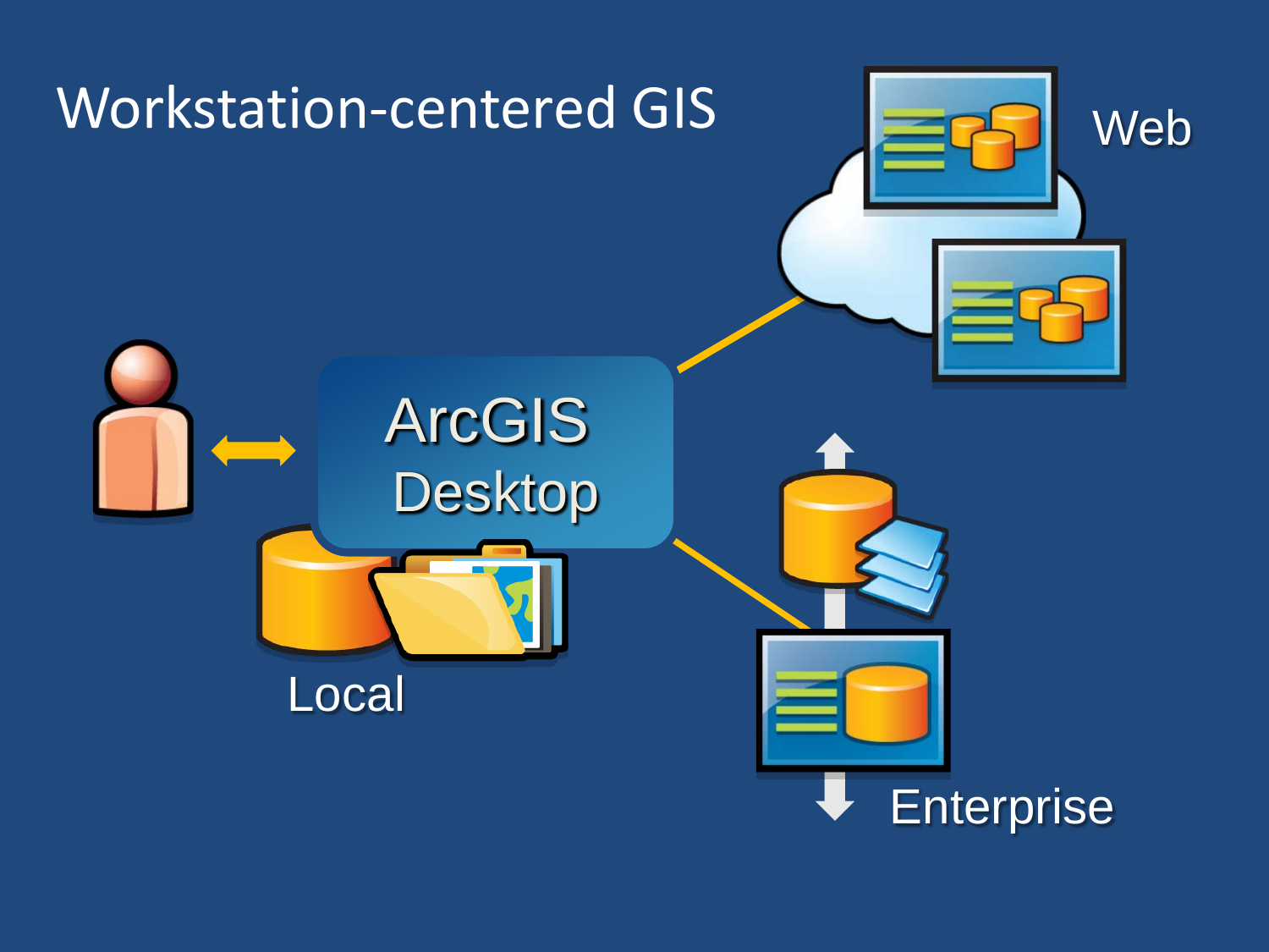# Workstation-centered GIS

ArcGIS Desktop

Web

Local

Enterprise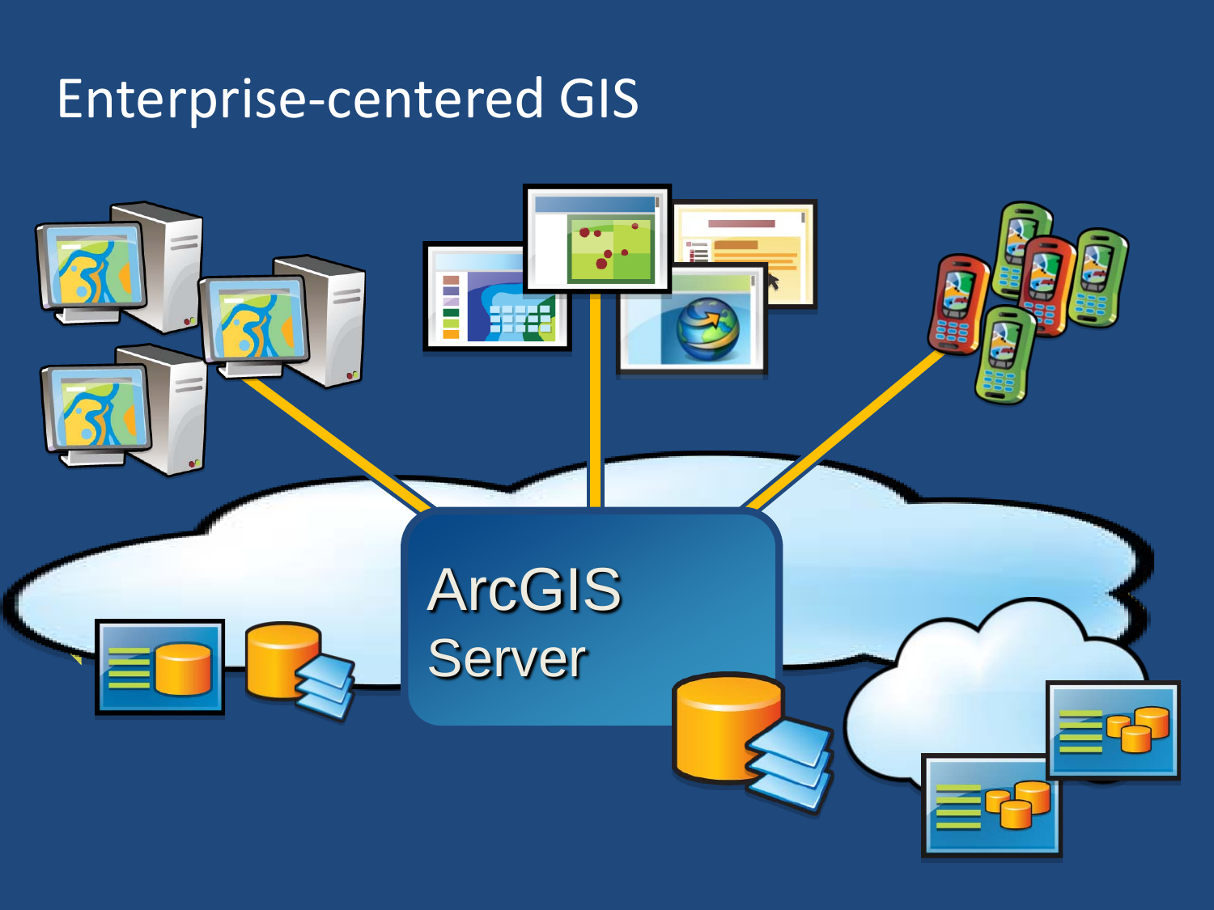# Enterprise-centered GIS

ArcGIS Server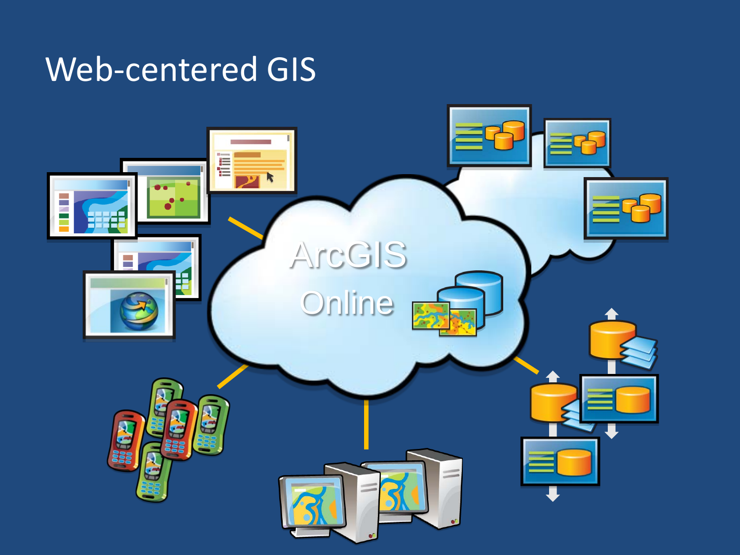# Web-centered GIS

ArcGIS Online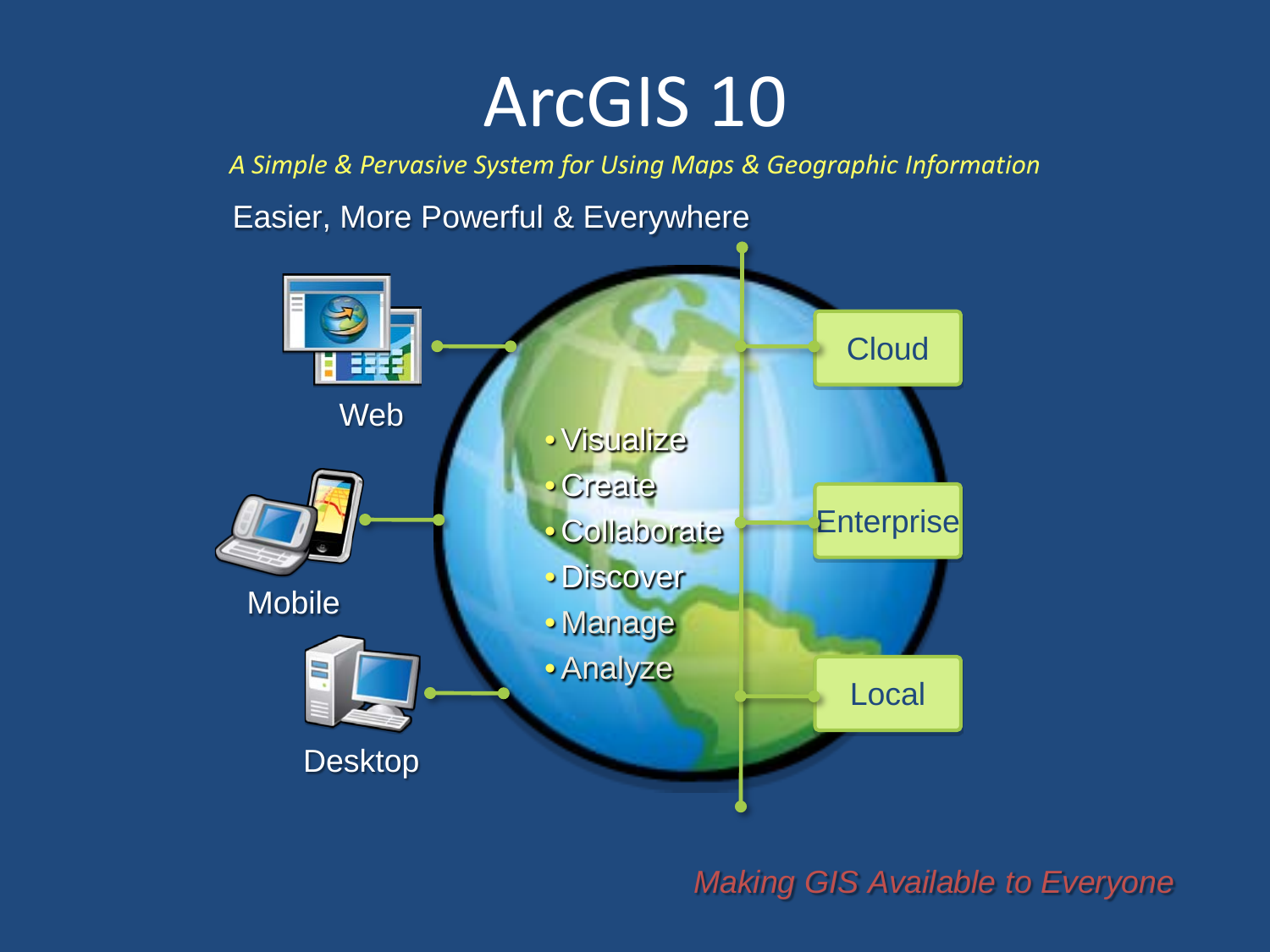# ArcGIS 10

*A Simple & Pervasive System for Using Maps & Geographic Information*

Easier, More Powerful & Everywhere

- Web
- Mobile
- Desktop

- Visualize
- Create
- Collaborate
- Discover
- Manage
- Analyze

- Cloud
- Enterprise
- Local

*Making GIS Available to Everyone*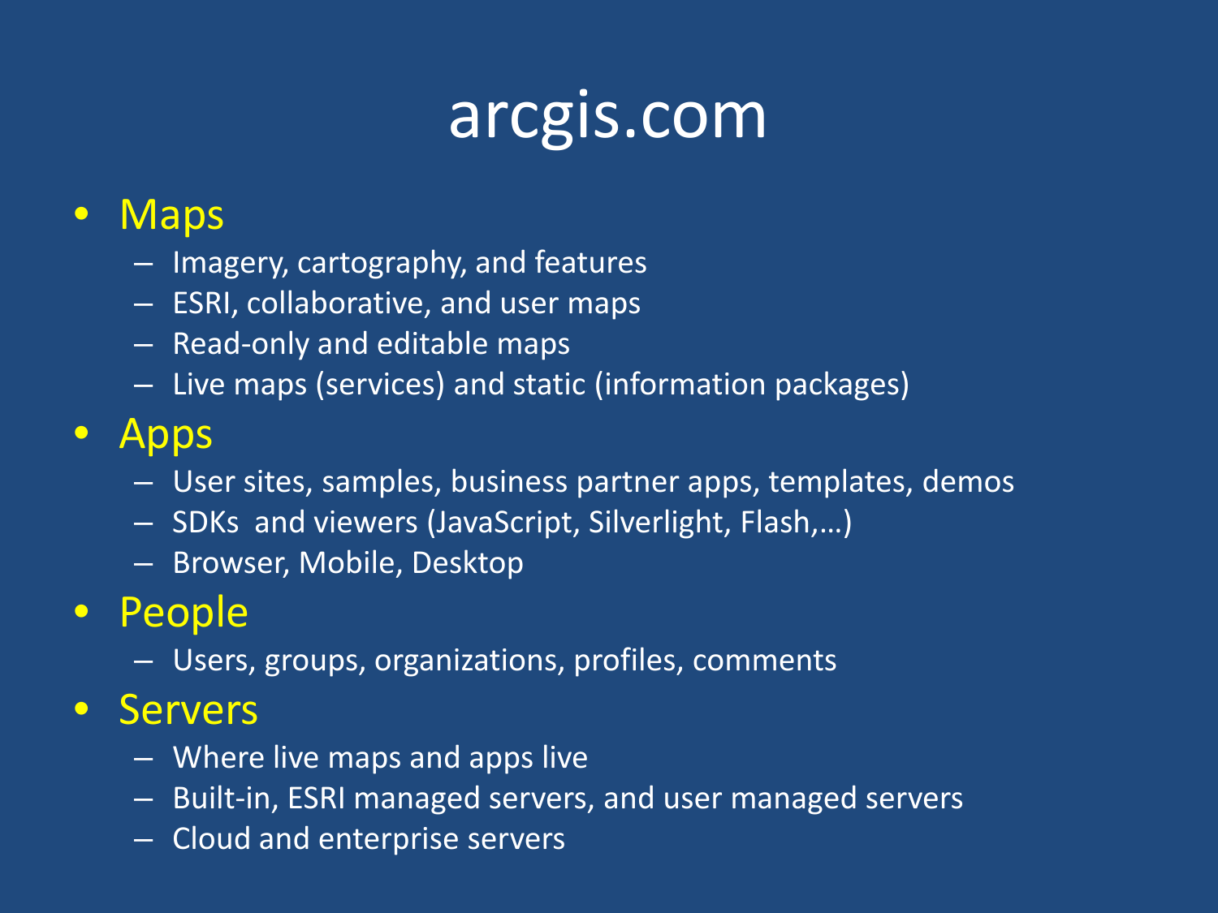# arcgis.com

- Maps
  - Imagery, cartography, and features
  - ESRI, collaborative, and user maps
  - Read-only and editable maps
  - Live maps (services) and static (information packages)
- Apps
  - User sites, samples, business partner apps, templates, demos
  - SDKs and viewers (JavaScript, Silverlight, Flash,…)
  - Browser, Mobile, Desktop
- People
  - Users, groups, organizations, profiles, comments
- Servers
  - Where live maps and apps live
  - Built-in, ESRI managed servers, and user managed servers
  - Cloud and enterprise servers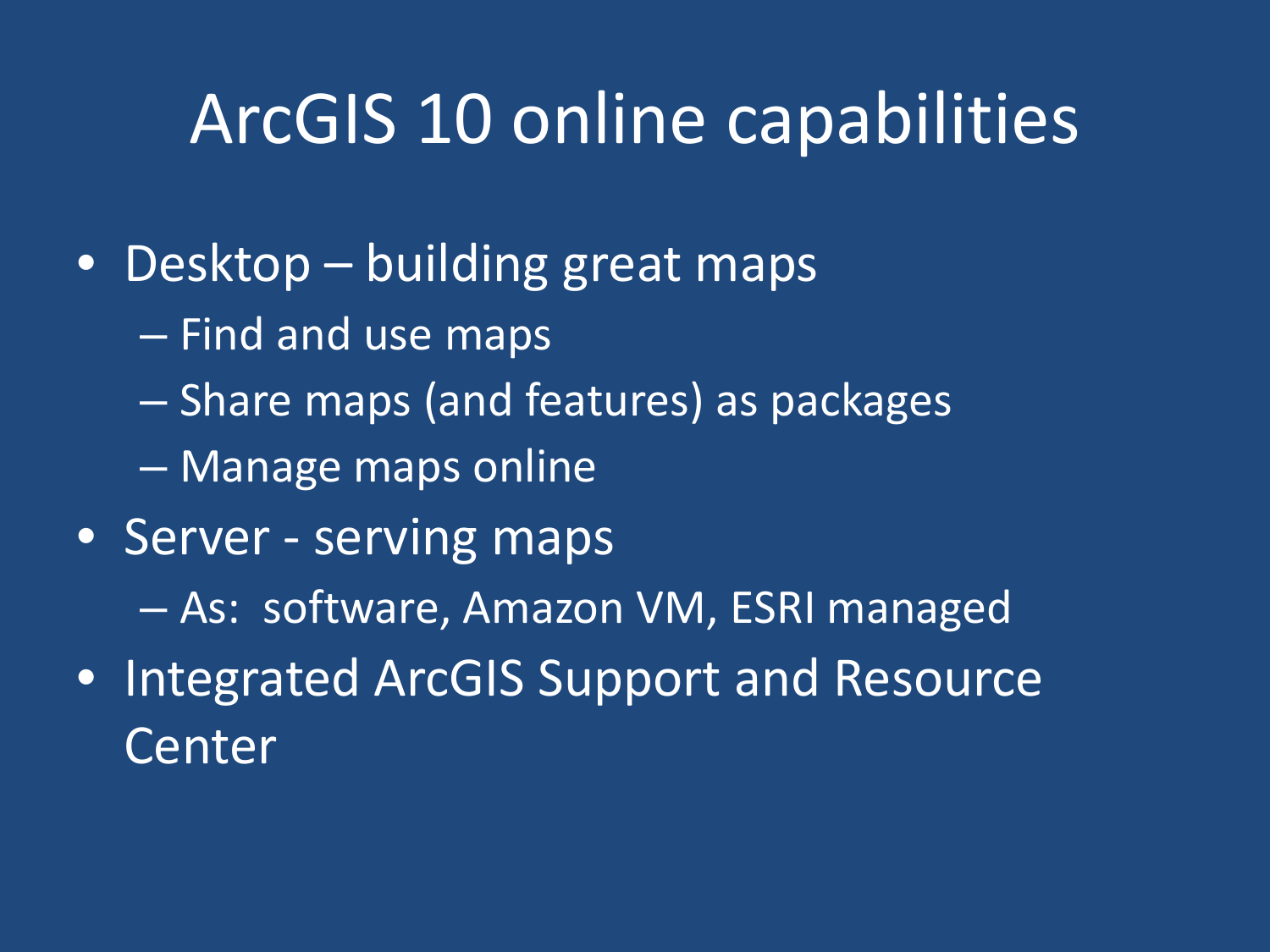# ArcGIS 10 online capabilities

- Desktop – building great maps
  - Find and use maps
  - Share maps (and features) as packages
  - Manage maps online
- Server - serving maps
  - As: software, Amazon VM, ESRI managed
- Integrated ArcGIS Support and Resource Center